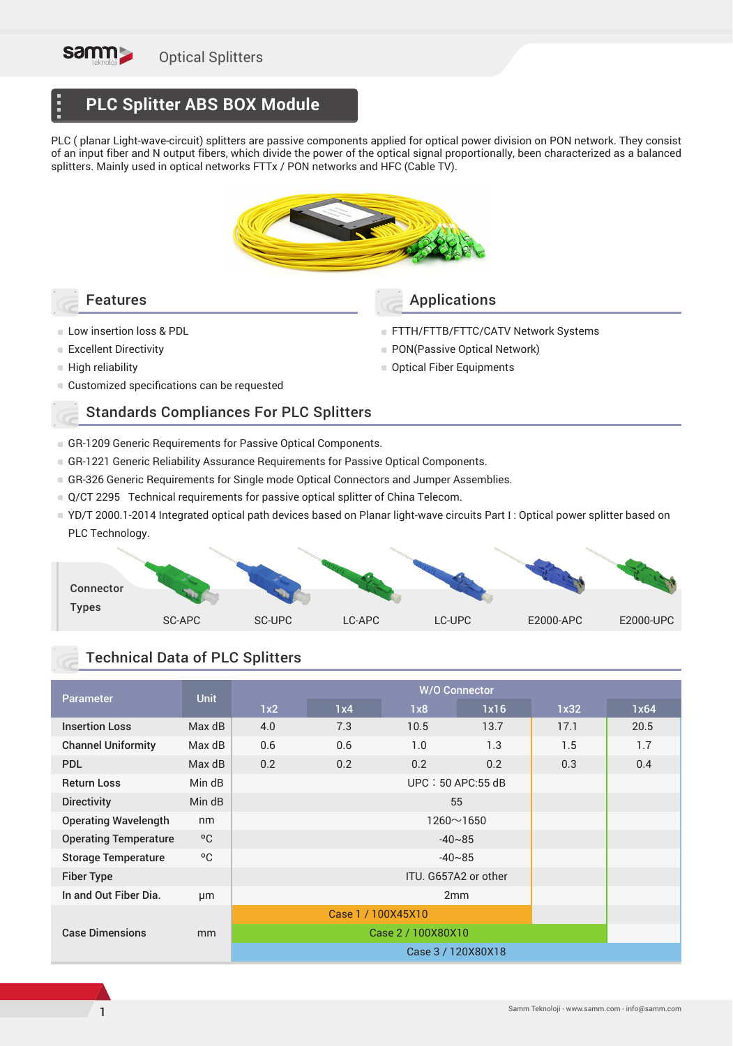# PLC Splitter ABS BOX Module

PLC ( planar Light-wave-circuit) splitters are passive components applied for optical power division on PON network. They consist of an input fiber and N output fibers, which divide the power of the optical signal proportionally, been characterized as a balanced splitters. Mainly used in optical networks FTTx / PON networks and HFC (Cable TV).

## Features

- Low insertion loss & PDL
- Excellent Directivity
- High reliability
- Customized specifications can be requested

## Applications

- FTTH/FTTB/FTTC/CATV Network Systems
- PON(Passive Optical Network)
- Optical Fiber Equipments

## Standards Compliances For PLC Splitters

- GR-1209 Generic Requirements for Passive Optical Components.
- GR-1221 Generic Reliability Assurance Requirements for Passive Optical Components.
- GR-326 Generic Requirements for Single mode Optical Connectors and Jumper Assemblies.
- Q/CT 2295 Technical requirements for passive optical splitter of China Telecom.
- YD/T 2000.1-2014 Integrated optical path devices based on Planar light-wave circuits Part I : Optical power splitter based on PLC Technology.

**Connector Types**

SC-APC | SC-UPC | LC-APC | LC-UPC | E2000-APC | E2000-UPC

## Technical Data of PLC Splitters

| Parameter | Unit | W/O Connector | | | | | |
|---|---|---|---|---|---|---|---|
| | | 1x2 | 1x4 | 1x8 | 1x16 | 1x32 | 1x64 |
| Insertion Loss | Max dB | 4.0 | 7.3 | 10.5 | 13.7 | 17.1 | 20.5 |
| Channel Uniformity | Max dB | 0.6 | 0.6 | 1.0 | 1.3 | 1.5 | 1.7 |
| PDL | Max dB | 0.2 | 0.2 | 0.2 | 0.2 | 0.3 | 0.4 |
| Return Loss | Min dB | UPC：50 APC:55 dB | | | | | |
| Directivity | Min dB | 55 | | | | | |
| Operating Wavelength | nm | 1260～1650 | | | | | |
| Operating Temperature | °C | -40~85 | | | | | |
| Storage Temperature | °C | -40~85 | | | | | |
| Fiber Type | | ITU. G657A2 or other | | | | | |
| In and Out Fiber Dia. | μm | 2mm | | | | | |
| Case Dimensions | mm | Case 1 / 100X45X10 (1x2 – 1x16) | | | | | |
| | | Case 2 / 100X80X10 (1x2 – 1x32) | | | | | |
| | | Case 3 / 120X80X18 (1x2 – 1x64) | | | | | |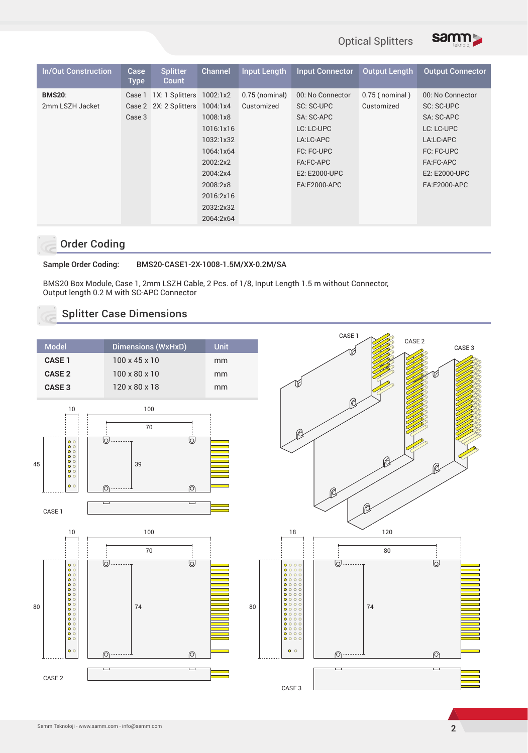| In/Out Construction | Case Type | Splitter Count | Channel | Input Length | Input Connector | Output Length | Output Connector |
|---|---|---|---|---|---|---|---|
| **BMS20**: | Case 1 | 1X: 1 Splitters | 1002:1x2 | 0.75 (nominal) | 00: No Connector | 0.75 ( nominal ) | 00: No Connector |
| 2mm LSZH Jacket | Case 2 | 2X: 2 Splitters | 1004:1x4 | Customized | SC: SC-UPC | Customized | SC: SC-UPC |
| | Case 3 | | 1008:1x8 | | SA: SC-APC | | SA: SC-APC |
| | | | 1016:1x16 | | LC: LC-UPC | | LC: LC-UPC |
| | | | 1032:1x32 | | LA:LC-APC | | LA:LC-APC |
| | | | 1064:1x64 | | FC: FC-UPC | | FC: FC-UPC |
| | | | 2002:2x2 | | FA:FC-APC | | FA:FC-APC |
| | | | 2004:2x4 | | E2: E2000-UPC | | E2: E2000-UPC |
| | | | 2008:2x8 | | EA:E2000-APC | | EA:E2000-APC |
| | | | 2016:2x16 | | | | |
| | | | 2032:2x32 | | | | |
| | | | 2064:2x64 | | | | |

## Order Coding

**Sample Order Coding:** BMS20-CASE1-2X-1008-1.5M/XX-0.2M/SA

BMS20 Box Module, Case 1, 2mm LSZH Cable, 2 Pcs. of 1/8, Input Length 1.5 m without Connector, Output length 0.2 M with SC-APC Connector

## Splitter Case Dimensions

| Model | Dimensions (WxHxD) | Unit |
|---|---|---|
| **CASE 1** | 100 x 45 x 10 | mm |
| **CASE 2** | 100 x 80 x 10 | mm |
| **CASE 3** | 120 x 80 x 18 | mm |

CASE 1
CASE 2
CASE 3

10
100
70
45
39
CASE 1

10
100
70
80
74
CASE 2

18
120
80
80
74
CASE 3